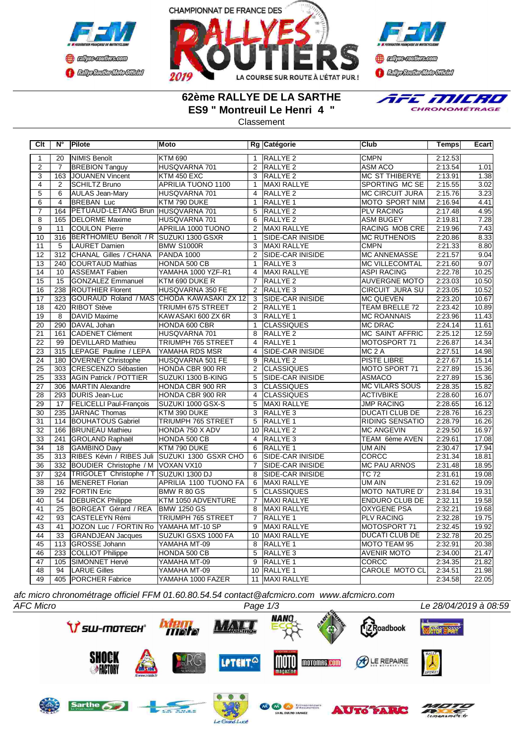# 62ème RALLYE DE LA SARTHE

## ES9 " Montreuil Le Henri 4 "

Classement

| Clt | N° | Pilote | Moto | Rg | Catégorie | Club | Temps | Ecart |
|---|---|---|---|---|---|---|---|---|
| 1 | 20 | NIMIS Benoît | KTM 690 | 1 | RALLYE 2 | CMPN | 2:12.53 | |
| 2 | 7 | BREBION Tanguy | HUSQVARNA 701 | 2 | RALLYE 2 | ASM ACO | 2:13.54 | 1.01 |
| 3 | 163 | JOUANEN Vincent | KTM 450 EXC | 3 | RALLYE 2 | MC ST THIBERYE | 2:13.91 | 1.38 |
| 4 | 2 | SCHILTZ Bruno | APRILIA TUONO 1100 | 1 | MAXI RALLYE | SPORTING MC SE | 2:15.55 | 3.02 |
| 5 | 6 | AULAS Jean-Mary | HUSQVARNA 701 | 4 | RALLYE 2 | MC CIRCUIT JURA | 2:15.76 | 3.23 |
| 6 | 4 | BREBAN Luc | KTM 790 DUKE | 1 | RALLYE 1 | MOTO SPORT NIM | 2:16.94 | 4.41 |
| 7 | 164 | PETUAUD-LETANG Brun | HUSQVARNA 701 | 5 | RALLYE 2 | PLV RACING | 2:17.48 | 4.95 |
| 8 | 165 | DELORME Maxime | HUSQVARNA 701 | 6 | RALLYE 2 | ASM BUGEY | 2:19.81 | 7.28 |
| 9 | 11 | COULON Pierre | APRILIA 1000 TUONO | 2 | MAXI RALLYE | RACING MOB CRE | 2:19.96 | 7.43 |
| 10 | 316 | BERTHOMIEU Benoît / R | SUZUKI 1300 GSXR | 1 | SIDE-CAR INISIDE | MC RUTHENOIS | 2:20.86 | 8.33 |
| 11 | 5 | LAURET Damien | BMW S1000R | 3 | MAXI RALLYE | CMPN | 2:21.33 | 8.80 |
| 12 | 312 | CHANAL Gilles / CHANA | PANDA 1000 | 2 | SIDE-CAR INISIDE | MC ANNEMASSE | 2:21.57 | 9.04 |
| 13 | 240 | COURTAUD Mathias | HONDA 500 CB | 1 | RALLYE 3 | MC VILLECOMTAL | 2:21.60 | 9.07 |
| 14 | 10 | ASSEMAT Fabien | YAMAHA 1000 YZF-R1 | 4 | MAXI RALLYE | ASPI RACING | 2:22.78 | 10.25 |
| 15 | 15 | GONZALEZ Emmanuel | KTM 690 DUKE R | 7 | RALLYE 2 | AUVERGNE MOTO | 2:23.03 | 10.50 |
| 16 | 238 | ROUTHIER Florent | HUSQVARNA 350 FE | 2 | RALLYE 3 | CIRCUIT JURA SU | 2:23.05 | 10.52 |
| 17 | 323 | GOURAUD Roland / MAS | CHODA KAWASAKI ZX 12 | 3 | SIDE-CAR INISIDE | MC QUEVEN | 2:23.20 | 10.67 |
| 18 | 420 | RIBOT Stève | TRIUMH 675 STREET | 2 | RALLYE 1 | TEAM BRELLE 72 | 2:23.42 | 10.89 |
| 19 | 8 | DAVID Maxime | KAWASAKI 600 ZX 6R | 3 | RALLYE 1 | MC ROANNAIS | 2:23.96 | 11.43 |
| 20 | 290 | DAVAL Johan | HONDA 600 CBR | 1 | CLASSIQUES | MC DRAC | 2:24.14 | 11.61 |
| 21 | 161 | CADENET Clément | HUSQVARNA 701 | 8 | RALLYE 2 | MC SAINT AFFRIC | 2:25.12 | 12.59 |
| 22 | 99 | DEVILLARD Mathieu | TRIUMPH 765 STREET | 4 | RALLYE 1 | MOTOSPORT 71 | 2:26.87 | 14.34 |
| 23 | 315 | LEPAGE Pauline / LEPA | YAMAHA RDS MSR | 4 | SIDE-CAR INISIDE | MC 2 A | 2:27.51 | 14.98 |
| 24 | 180 | OVERNEY Christophe | HUSQVARNA 501 FE | 9 | RALLYE 2 | PISTE LIBRE | 2:27.67 | 15.14 |
| 25 | 303 | CRESCENZO Sébastien | HONDA CBR 900 RR | 2 | CLASSIQUES | MOTO SPORT 71 | 2:27.89 | 15.36 |
| 25 | 333 | AGIN Patrick / POTTIER | SUZUKI 1300 B-KING | 5 | SIDE-CAR INISIDE | ASMACO | 2:27.89 | 15.36 |
| 27 | 306 | MARTIN Alexandre | HONDA CBR 900 RR | 3 | CLASSIQUES | MC VILARS SOUS | 2:28.35 | 15.82 |
| 28 | 293 | DURIS Jean-Luc | HONDA CBR 900 RR | 4 | CLASSIQUES | ACTIVBIKE | 2:28.60 | 16.07 |
| 29 | 17 | FELICELLI Paul-François | SUZUKI 1000 GSX-S | 5 | MAXI RALLYE | JMP RACING | 2:28.65 | 16.12 |
| 30 | 235 | JARNAC Thomas | KTM 390 DUKE | 3 | RALLYE 3 | DUCATI CLUB DE | 2:28.76 | 16.23 |
| 31 | 114 | BOUHATOUS Gabriel | TRIUMPH 765 STREET | 5 | RALLYE 1 | RIDING SENSATIO | 2:28.79 | 16.26 |
| 32 | 166 | BRUNEAU Mathieu | HONDA 750 X ADV | 10 | RALLYE 2 | MC ANGEVIN | 2:29.50 | 16.97 |
| 33 | 241 | GROLAND Raphaël | HONDA 500 CB | 4 | RALLYE 3 | TEAM 6ème AVEN | 2:29.61 | 17.08 |
| 34 | 18 | GAMBINO Davy | KTM 790 DUKE | 6 | RALLYE 1 | UM AIN | 2:30.47 | 17.94 |
| 35 | 313 | RIBES Kévin / RIBES Juli | SUZUKI 1300 GSXR CHO | 6 | SIDE-CAR INISIDE | CORCC | 2:31.34 | 18.81 |
| 36 | 332 | BOUDIER Christophe / M | VOXAN VX10 | 7 | SIDE-CAR INISIDE | MC PAU ARNOS | 2:31.48 | 18.95 |
| 37 | 324 | TRIGOLET Christophe / T | SUZUKI 1300 DJ | 8 | SIDE-CAR INISIDE | TC 72 | 2:31.61 | 19.08 |
| 38 | 16 | MENERET Florian | APRILIA 1100 TUONO FA | 6 | MAXI RALLYE | UM AIN | 2:31.62 | 19.09 |
| 39 | 292 | FORTIN Eric | BMW R 80 GS | 5 | CLASSIQUES | MOTO NATURE D' | 2:31.84 | 19.31 |
| 40 | 54 | DEBURCK Philippe | KTM 1050 ADVENTURE | 7 | MAXI RALLYE | ENDURO CLUB DE | 2:32.11 | 19.58 |
| 41 | 25 | BORGEAT Gérard / REA | BMW 1250 GS | 8 | MAXI RALLYE | OXYGENE PSA | 2:32.21 | 19.68 |
| 42 | 93 | CASTELEYN Rémi | TRIUMPH 765 STREET | 7 | RALLYE 1 | PLV RACING | 2:32.28 | 19.75 |
| 43 | 41 | JOZON Luc / FORTIN Ro | YAMAHA MT-10 SP | 9 | MAXI RALLYE | MOTOSPORT 71 | 2:32.45 | 19.92 |
| 44 | 33 | GRANDJEAN Jacques | SUZUKI GSXS 1000 FA | 10 | MAXI RALLYE | DUCATI CLUB DE | 2:32.78 | 20.25 |
| 45 | 113 | GROSSE Johann | YAMAHA MT-09 | 8 | RALLYE 1 | MOTO TEAM 95 | 2:32.91 | 20.38 |
| 46 | 233 | COLLIOT Philippe | HONDA 500 CB | 5 | RALLYE 3 | AVENIR MOTO | 2:34.00 | 21.47 |
| 47 | 105 | SIMONNET Hervé | YAMAHA MT-09 | 9 | RALLYE 1 | CORCC | 2:34.35 | 21.82 |
| 48 | 94 | LARUE Gilles | YAMAHA MT-09 | 10 | RALLYE 1 | CAROLE MOTO CL | 2:34.51 | 21.98 |
| 49 | 405 | PORCHER Fabrice | YAMAHA 1000 FAZER | 11 | MAXI RALLYE | | 2:34.58 | 22.05 |

*afc micro chronométrage officiel FFM 01.60.80.54.54 contact@afcmicro.com www.afcmicro.com*

*AFC Micro* — *Le 28/04/2019 à 08:59*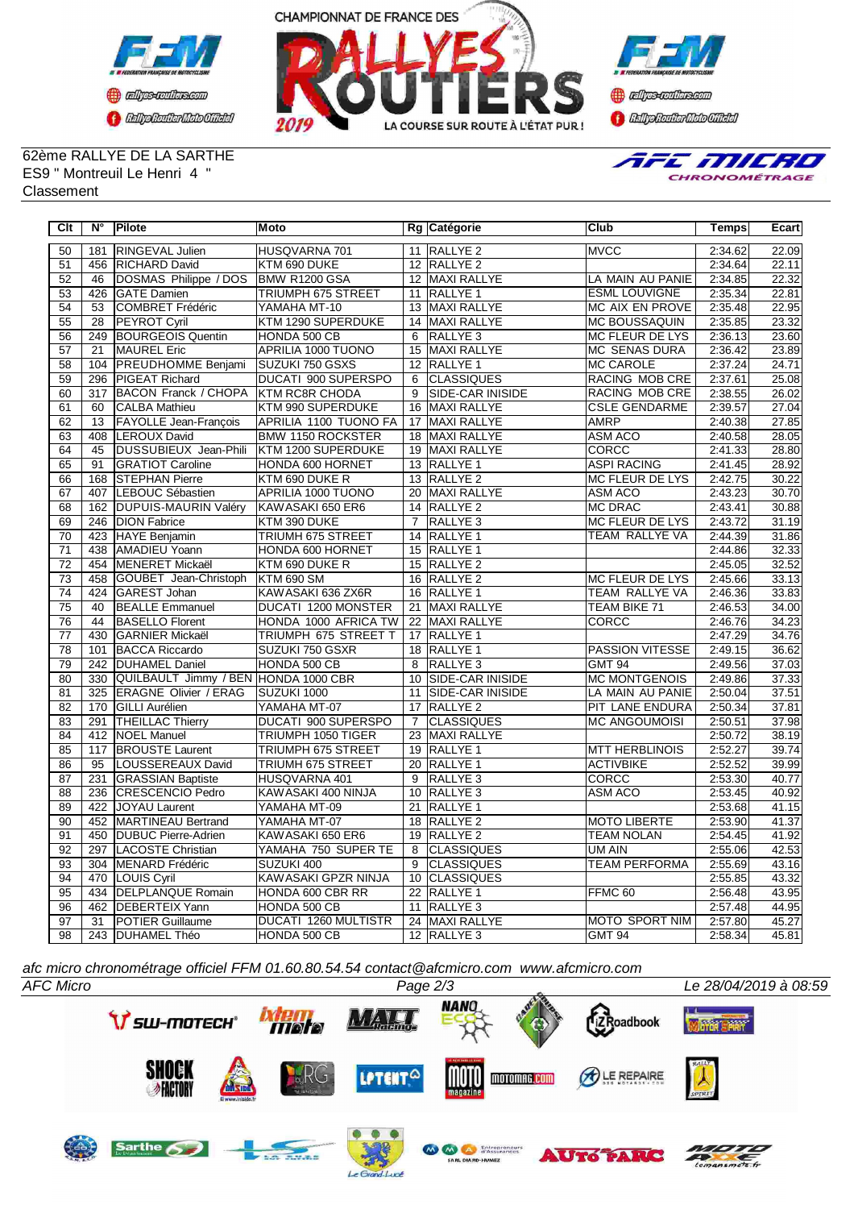62ème RALLYE DE LA SARTHE
ES9 " Montreuil Le Henri 4 "
Classement

| Clt | N° | Pilote | Moto | Rg | Catégorie | Club | Temps | Ecart |
|---|---|---|---|---|---|---|---|---|
| 50 | 181 | RINGEVAL Julien | HUSQVARNA 701 | 11 | RALLYE 2 | MVCC | 2:34.62 | 22.09 |
| 51 | 456 | RICHARD David | KTM 690 DUKE | 12 | RALLYE 2 | | 2:34.64 | 22.11 |
| 52 | 46 | DOSMAS Philippe / DOS | BMW R1200 GSA | 12 | MAXI RALLYE | LA MAIN AU PANIE | 2:34.85 | 22.32 |
| 53 | 426 | GATE Damien | TRIUMPH 675 STREET | 11 | RALLYE 1 | ESML LOUVIGNE | 2:35.34 | 22.81 |
| 54 | 53 | COMBRET Frédéric | YAMAHA MT-10 | 13 | MAXI RALLYE | MC AIX EN PROVE | 2:35.48 | 22.95 |
| 55 | 28 | PEYROT Cyril | KTM 1290 SUPERDUKE | 14 | MAXI RALLYE | MC BOUSSAQUIN | 2:35.85 | 23.32 |
| 56 | 249 | BOURGEOIS Quentin | HONDA 500 CB | 6 | RALLYE 3 | MC FLEUR DE LYS | 2:36.13 | 23.60 |
| 57 | 21 | MAUREL Eric | APRILIA 1000 TUONO | 15 | MAXI RALLYE | MC SENAS DURA | 2:36.42 | 23.89 |
| 58 | 104 | PREUDHOMME Benjami | SUZUKI 750 GSXS | 12 | RALLYE 1 | MC CAROLE | 2:37.24 | 24.71 |
| 59 | 296 | PIGEAT Richard | DUCATI 900 SUPERSPO | 6 | CLASSIQUES | RACING MOB CRE | 2:37.61 | 25.08 |
| 60 | 317 | BACON Franck / CHOPA | KTM RC8R CHODA | 9 | SIDE-CAR INISIDE | RACING MOB CRE | 2:38.55 | 26.02 |
| 61 | 60 | CALBA Mathieu | KTM 990 SUPERDUKE | 16 | MAXI RALLYE | CSLE GENDARME | 2:39.57 | 27.04 |
| 62 | 13 | FAYOLLE Jean-François | APRILIA 1100 TUONO FA | 17 | MAXI RALLYE | AMRP | 2:40.38 | 27.85 |
| 63 | 408 | LEROUX David | BMW 1150 ROCKSTER | 18 | MAXI RALLYE | ASM ACO | 2:40.58 | 28.05 |
| 64 | 45 | DUSSUBIEUX Jean-Phili | KTM 1200 SUPERDUKE | 19 | MAXI RALLYE | CORCC | 2:41.33 | 28.80 |
| 65 | 91 | GRATIOT Caroline | HONDA 600 HORNET | 13 | RALLYE 1 | ASPI RACING | 2:41.45 | 28.92 |
| 66 | 168 | STEPHAN Pierre | KTM 690 DUKE R | 13 | RALLYE 2 | MC FLEUR DE LYS | 2:42.75 | 30.22 |
| 67 | 407 | LEBOUC Sébastien | APRILIA 1000 TUONO | 20 | MAXI RALLYE | ASM ACO | 2:43.23 | 30.70 |
| 68 | 162 | DUPUIS-MAURIN Valéry | KAWASAKI 650 ER6 | 14 | RALLYE 2 | MC DRAC | 2:43.41 | 30.88 |
| 69 | 246 | DION Fabrice | KTM 390 DUKE | 7 | RALLYE 3 | MC FLEUR DE LYS | 2:43.72 | 31.19 |
| 70 | 423 | HAYE Benjamin | TRIUMH 675 STREET | 14 | RALLYE 1 | TEAM RALLYE VA | 2:44.39 | 31.86 |
| 71 | 438 | AMADIEU Yoann | HONDA 600 HORNET | 15 | RALLYE 1 | | 2:44.86 | 32.33 |
| 72 | 454 | MENERET Mickaël | KTM 690 DUKE R | 15 | RALLYE 2 | | 2:45.05 | 32.52 |
| 73 | 458 | GOUBET Jean-Christoph | KTM 690 SM | 16 | RALLYE 2 | MC FLEUR DE LYS | 2:45.66 | 33.13 |
| 74 | 424 | GAREST Johan | KAWASAKI 636 ZX6R | 16 | RALLYE 1 | TEAM RALLYE VA | 2:46.36 | 33.83 |
| 75 | 40 | BEALLE Emmanuel | DUCATI 1200 MONSTER | 21 | MAXI RALLYE | TEAM BIKE 71 | 2:46.53 | 34.00 |
| 76 | 44 | BASELLO Florent | HONDA 1000 AFRICA TW | 22 | MAXI RALLYE | CORCC | 2:46.76 | 34.23 |
| 77 | 430 | GARNIER Mickaël | TRIUMPH 675 STREET T | 17 | RALLYE 1 | | 2:47.29 | 34.76 |
| 78 | 101 | BACCA Riccardo | SUZUKI 750 GSXR | 18 | RALLYE 1 | PASSION VITESSE | 2:49.15 | 36.62 |
| 79 | 242 | DUHAMEL Daniel | HONDA 500 CB | 8 | RALLYE 3 | GMT 94 | 2:49.56 | 37.03 |
| 80 | 330 | QUILBAULT Jimmy / BEN | HONDA 1000 CBR | 10 | SIDE-CAR INISIDE | MC MONTGENOIS | 2:49.86 | 37.33 |
| 81 | 325 | ERAGNE Olivier / ERAG | SUZUKI 1000 | 11 | SIDE-CAR INISIDE | LA MAIN AU PANIE | 2:50.04 | 37.51 |
| 82 | 170 | GILLI Aurélien | YAMAHA MT-07 | 17 | RALLYE 2 | PIT LANE ENDURA | 2:50.34 | 37.81 |
| 83 | 291 | THEILLAC Thierry | DUCATI 900 SUPERSPO | 7 | CLASSIQUES | MC ANGOUMOISI | 2:50.51 | 37.98 |
| 84 | 412 | NOEL Manuel | TRIUMPH 1050 TIGER | 23 | MAXI RALLYE | | 2:50.72 | 38.19 |
| 85 | 117 | BROUSTE Laurent | TRIUMPH 675 STREET | 19 | RALLYE 1 | MTT HERBLINOIS | 2:52.27 | 39.74 |
| 86 | 95 | LOUSSEREAUX David | TRIUMH 675 STREET | 20 | RALLYE 1 | ACTIVBIKE | 2:52.52 | 39.99 |
| 87 | 231 | GRASSIAN Baptiste | HUSQVARNA 401 | 9 | RALLYE 3 | CORCC | 2:53.30 | 40.77 |
| 88 | 236 | CRESCENCIO Pedro | KAWASAKI 400 NINJA | 10 | RALLYE 3 | ASM ACO | 2:53.45 | 40.92 |
| 89 | 422 | JOYAU Laurent | YAMAHA MT-09 | 21 | RALLYE 1 | | 2:53.68 | 41.15 |
| 90 | 452 | MARTINEAU Bertrand | YAMAHA MT-07 | 18 | RALLYE 2 | MOTO LIBERTE | 2:53.90 | 41.37 |
| 91 | 450 | DUBUC Pierre-Adrien | KAWASAKI 650 ER6 | 19 | RALLYE 2 | TEAM NOLAN | 2:54.45 | 41.92 |
| 92 | 297 | LACOSTE Christian | YAMAHA 750 SUPER TE | 8 | CLASSIQUES | UM AIN | 2:55.06 | 42.53 |
| 93 | 304 | MENARD Frédéric | SUZUKI 400 | 9 | CLASSIQUES | TEAM PERFORMA | 2:55.69 | 43.16 |
| 94 | 470 | LOUIS Cyril | KAWASAKI GPZR NINJA | 10 | CLASSIQUES | | 2:55.85 | 43.32 |
| 95 | 434 | DELPLANQUE Romain | HONDA 600 CBR RR | 22 | RALLYE 1 | FFMC 60 | 2:56.48 | 43.95 |
| 96 | 462 | DEBERTEIX Yann | HONDA 500 CB | 11 | RALLYE 3 | | 2:57.48 | 44.95 |
| 97 | 31 | POTIER Guillaume | DUCATI 1260 MULTISTR | 24 | MAXI RALLYE | MOTO SPORT NIM | 2:57.80 | 45.27 |
| 98 | 243 | DUHAMEL Théo | HONDA 500 CB | 12 | RALLYE 3 | GMT 94 | 2:58.34 | 45.81 |

*afc micro chronométrage officiel FFM 01.60.80.54.54 contact@afcmicro.com www.afcmicro.com*

*AFC Micro* — *Le 28/04/2019 à 08:59*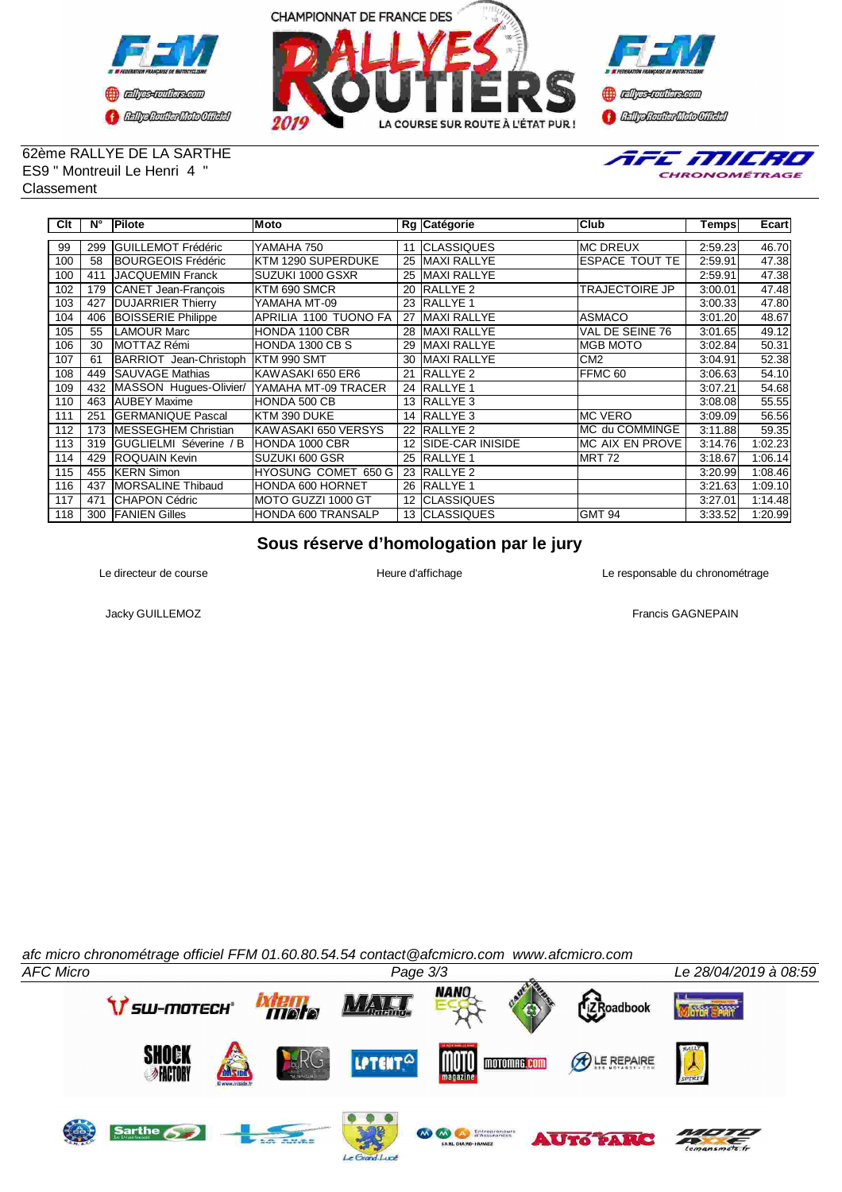62ème RALLYE DE LA SARTHE
ES9 " Montreuil Le Henri 4 "
Classement

| Clt | N° | Pilote | Moto | Rg | Catégorie | Club | Temps | Ecart |
|---|---|---|---|---|---|---|---|---|
| 99 | 299 | GUILLEMOT Frédéric | YAMAHA 750 | 11 | CLASSIQUES | MC DREUX | 2:59.23 | 46.70 |
| 100 | 58 | BOURGEOIS Frédéric | KTM 1290 SUPERDUKE | 25 | MAXI RALLYE | ESPACE TOUT TE | 2:59.91 | 47.38 |
| 100 | 411 | JACQUEMIN Franck | SUZUKI 1000 GSXR | 25 | MAXI RALLYE | | 2:59.91 | 47.38 |
| 102 | 179 | CANET Jean-François | KTM 690 SMCR | 20 | RALLYE 2 | TRAJECTOIRE JP | 3:00.01 | 47.48 |
| 103 | 427 | DUJARRIER Thierry | YAMAHA MT-09 | 23 | RALLYE 1 | | 3:00.33 | 47.80 |
| 104 | 406 | BOISSERIE Philippe | APRILIA 1100 TUONO FA | 27 | MAXI RALLYE | ASMACO | 3:01.20 | 48.67 |
| 105 | 55 | LAMOUR Marc | HONDA 1100 CBR | 28 | MAXI RALLYE | VAL DE SEINE 76 | 3:01.65 | 49.12 |
| 106 | 30 | MOTTAZ Rémi | HONDA 1300 CB S | 29 | MAXI RALLYE | MGB MOTO | 3:02.84 | 50.31 |
| 107 | 61 | BARRIOT Jean-Christoph | KTM 990 SMT | 30 | MAXI RALLYE | CM2 | 3:04.91 | 52.38 |
| 108 | 449 | SAUVAGE Mathias | KAWASAKI 650 ER6 | 21 | RALLYE 2 | FFMC 60 | 3:06.63 | 54.10 |
| 109 | 432 | MASSON Hugues-Olivier/ | YAMAHA MT-09 TRACER | 24 | RALLYE 1 | | 3:07.21 | 54.68 |
| 110 | 463 | AUBEY Maxime | HONDA 500 CB | 13 | RALLYE 3 | | 3:08.08 | 55.55 |
| 111 | 251 | GERMANIQUE Pascal | KTM 390 DUKE | 14 | RALLYE 3 | MC VERO | 3:09.09 | 56.56 |
| 112 | 173 | MESSEGHEM Christian | KAWASAKI 650 VERSYS | 22 | RALLYE 2 | MC du COMMINGE | 3:11.88 | 59.35 |
| 113 | 319 | GUGLIELMI Séverine / B | HONDA 1000 CBR | 12 | SIDE-CAR INISIDE | MC AIX EN PROVE | 3:14.76 | 1:02.23 |
| 114 | 429 | ROQUAIN Kevin | SUZUKI 600 GSR | 25 | RALLYE 1 | MRT 72 | 3:18.67 | 1:06.14 |
| 115 | 455 | KERN Simon | HYOSUNG COMET 650 G | 23 | RALLYE 2 | | 3:20.99 | 1:08.46 |
| 116 | 437 | MORSALINE Thibaud | HONDA 600 HORNET | 26 | RALLYE 1 | | 3:21.63 | 1:09.10 |
| 117 | 471 | CHAPON Cédric | MOTO GUZZI 1000 GT | 12 | CLASSIQUES | | 3:27.01 | 1:14.48 |
| 118 | 300 | FANIEN Gilles | HONDA 600 TRANSALP | 13 | CLASSIQUES | GMT 94 | 3:33.52 | 1:20.99 |

## Sous réserve d'homologation par le jury

Le directeur de course — Heure d'affichage — Le responsable du chronométrage

Jacky GUILLEMOZ — Francis GAGNEPAIN

*afc micro chronométrage officiel FFM 01.60.80.54.54 contact@afcmicro.com www.afcmicro.com*

*AFC Micro* — *Le 28/04/2019 à 08:59*